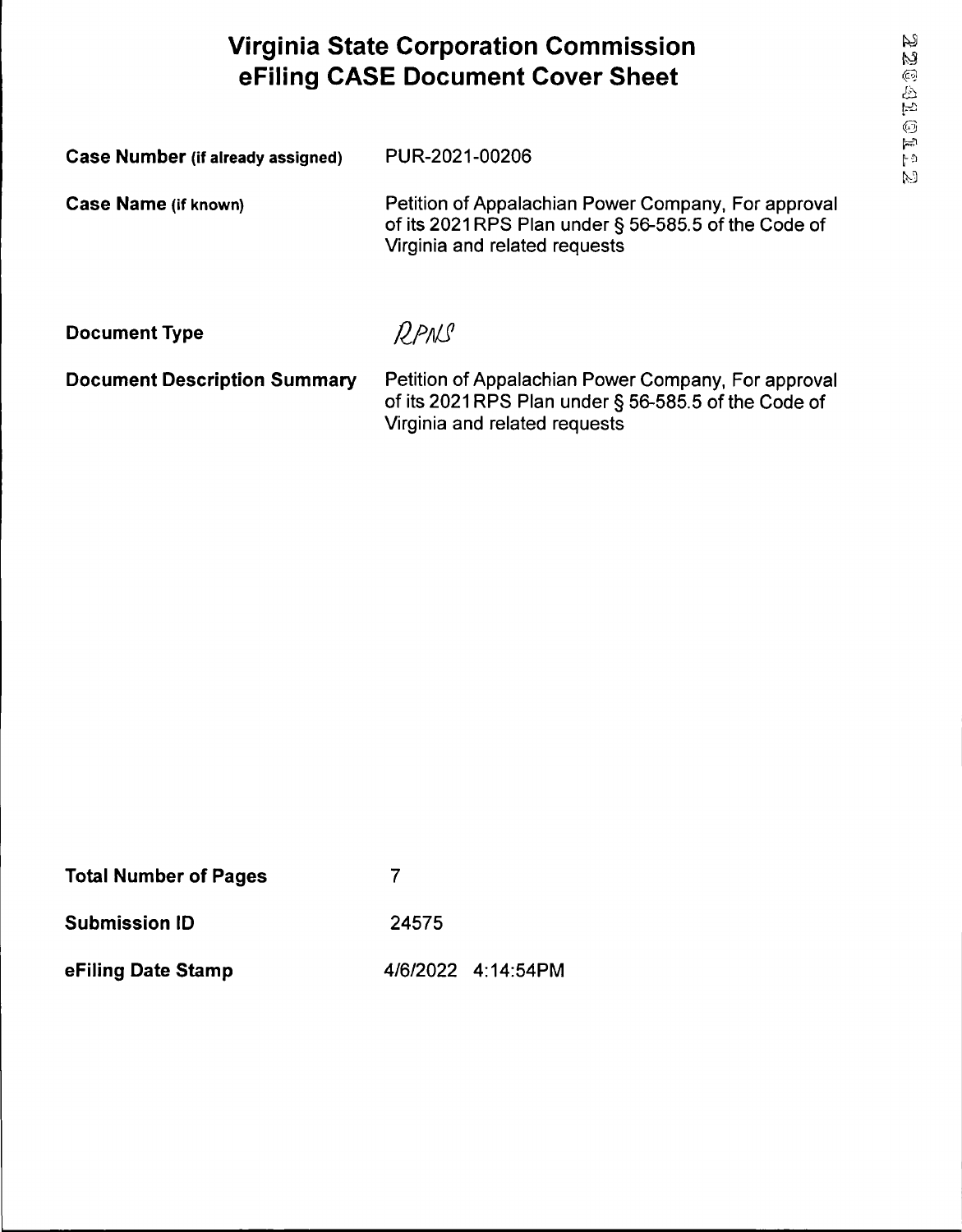# Virginia State Corporation Commission eFiling CASE Document Cover Sheet

**Case Number (if already assigned)** PUR-2021-00206

**Case Name (if known)** Petition of Appalachian Power Company, For approval of its 2021RPS Plan under § 56-585.5 of the Code of Virginia and related requests

**Document Type** RPNS

**Document Description Summary** Petition of Appalachian Power Company, For approval of its 2021RPS Plan under § 56-585.5 of the Code of Virginia and related requests

**Total Number of Pages** 7

**Submission ID** 24575

**eFiling Date Stamp** 4/6/2022 4:14:54PM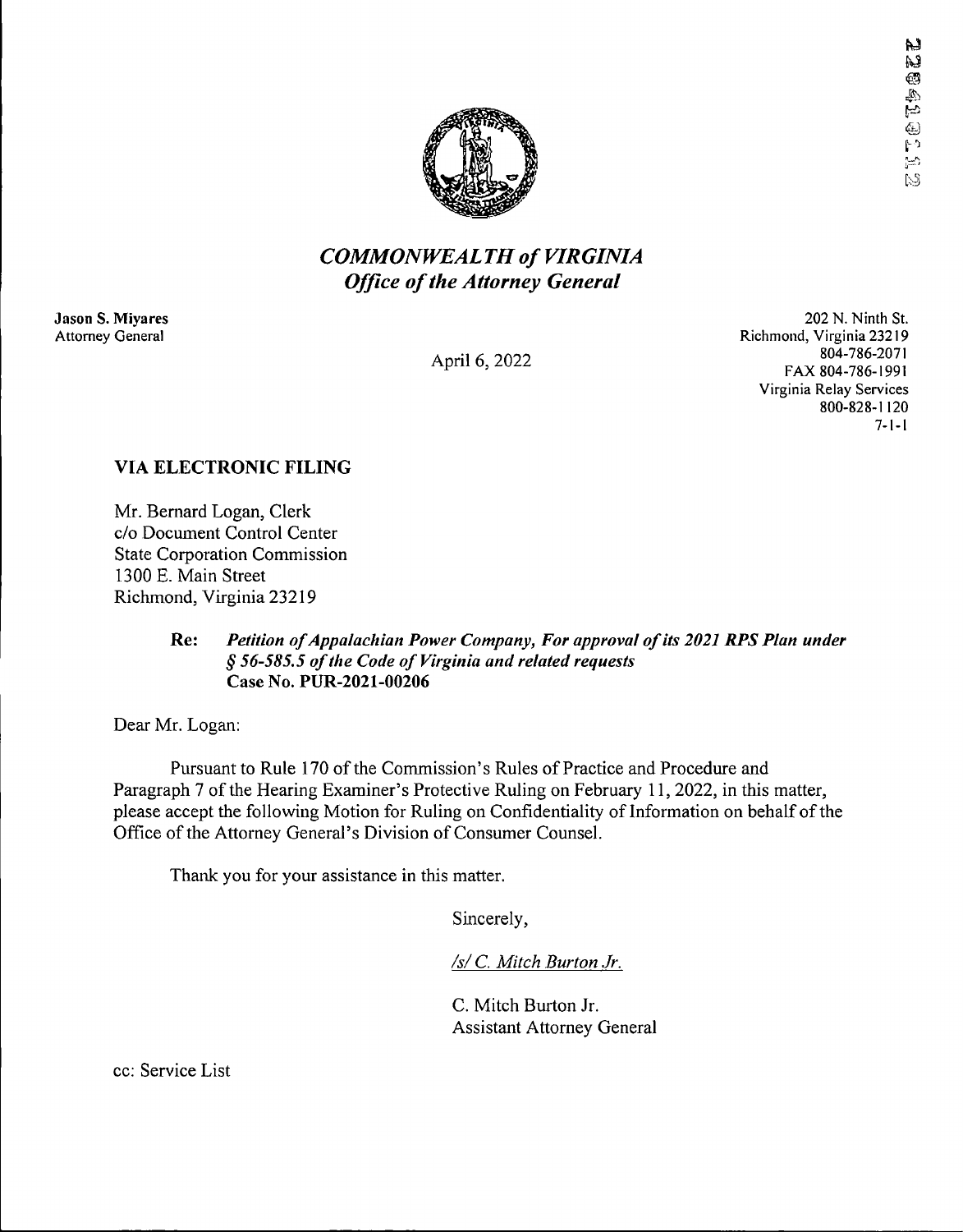## *COMMONWEALTH of VIRGINIA*
## *Office of the Attorney General*

**Jason S. Miyares**
Attorney General

April 6, 2022

202 N. Ninth St.
Richmond, Virginia 23219
804-786-2071
FAX 804-786-1991
Virginia Relay Services
800-828-1120
7-1-1

**VIA ELECTRONIC FILING**

Mr. Bernard Logan, Clerk
c/o Document Control Center
State Corporation Commission
1300 E. Main Street
Richmond, Virginia 23219

> **Re:** ***Petition of Appalachian Power Company, For approval of its 2021 RPS Plan under § 56-585.5 of the Code of Virginia and related requests***
> **Case No. PUR-2021-00206**

Dear Mr. Logan:

Pursuant to Rule 170 of the Commission's Rules of Practice and Procedure and Paragraph 7 of the Hearing Examiner's Protective Ruling on February 11, 2022, in this matter, please accept the following Motion for Ruling on Confidentiality of Information on behalf of the Office of the Attorney General's Division of Consumer Counsel.

Thank you for your assistance in this matter.

Sincerely,

*/s/ C. Mitch Burton Jr.*

C. Mitch Burton Jr.
Assistant Attorney General

cc: Service List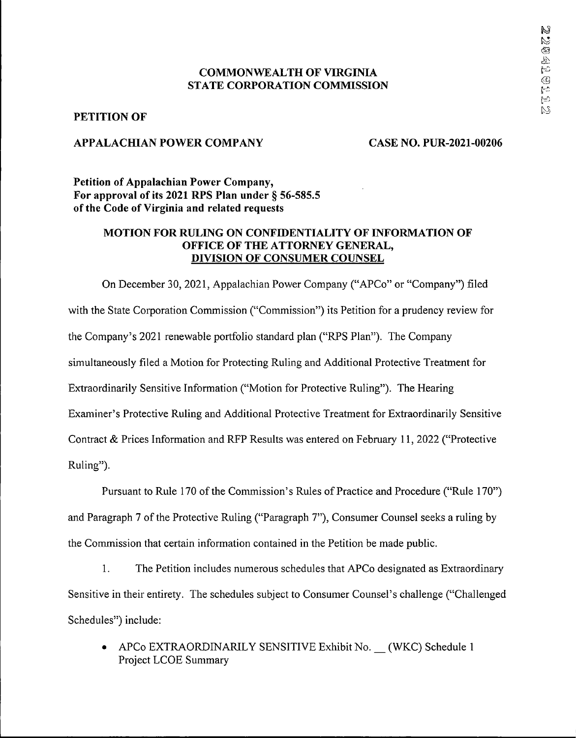# COMMONWEALTH OF VIRGINIA
# STATE CORPORATION COMMISSION

**PETITION OF**

**APPALACHIAN POWER COMPANY** **CASE NO. PUR-2021-00206**

**Petition of Appalachian Power Company,**
**For approval of its 2021 RPS Plan under § 56-585.5**
**of the Code of Virginia and related requests**

## MOTION FOR RULING ON CONFIDENTIALITY OF INFORMATION OF OFFICE OF THE ATTORNEY GENERAL, DIVISION OF CONSUMER COUNSEL

On December 30, 2021, Appalachian Power Company ("APCo" or "Company") filed with the State Corporation Commission ("Commission") its Petition for a prudency review for the Company's 2021 renewable portfolio standard plan ("RPS Plan"). The Company simultaneously filed a Motion for Protecting Ruling and Additional Protective Treatment for Extraordinarily Sensitive Information ("Motion for Protective Ruling"). The Hearing Examiner's Protective Ruling and Additional Protective Treatment for Extraordinarily Sensitive Contract & Prices Information and RFP Results was entered on February 11, 2022 ("Protective Ruling").

Pursuant to Rule 170 of the Commission's Rules of Practice and Procedure ("Rule 170") and Paragraph 7 of the Protective Ruling ("Paragraph 7"), Consumer Counsel seeks a ruling by the Commission that certain information contained in the Petition be made public.

1. The Petition includes numerous schedules that APCo designated as Extraordinary Sensitive in their entirety. The schedules subject to Consumer Counsel's challenge ("Challenged Schedules") include:

- APCo EXTRAORDINARILY SENSITIVE Exhibit No. __ (WKC) Schedule 1 Project LCOE Summary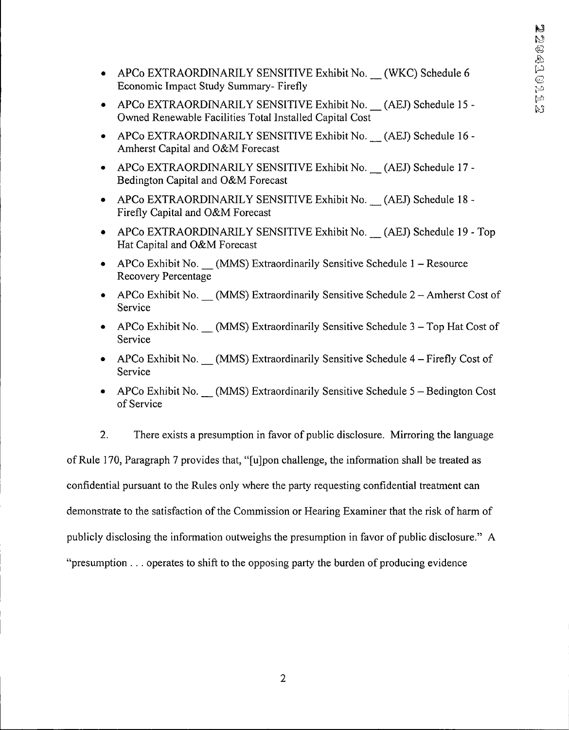- APCo EXTRAORDINARILY SENSITIVE Exhibit No. __ (WKC) Schedule 6 Economic Impact Study Summary- Firefly
- APCo EXTRAORDINARILY SENSITIVE Exhibit No. __ (AEJ) Schedule 15 - Owned Renewable Facilities Total Installed Capital Cost
- APCo EXTRAORDINARILY SENSITIVE Exhibit No. __ (AEJ) Schedule 16 - Amherst Capital and O&M Forecast
- APCo EXTRAORDINARILY SENSITIVE Exhibit No. __ (AEJ) Schedule 17 - Bedington Capital and O&M Forecast
- APCo EXTRAORDINARILY SENSITIVE Exhibit No. __ (AEJ) Schedule 18 - Firefly Capital and O&M Forecast
- APCo EXTRAORDINARILY SENSITIVE Exhibit No. __ (AEJ) Schedule 19 - Top Hat Capital and O&M Forecast
- APCo Exhibit No. __ (MMS) Extraordinarily Sensitive Schedule 1 – Resource Recovery Percentage
- APCo Exhibit No. __ (MMS) Extraordinarily Sensitive Schedule 2 – Amherst Cost of Service
- APCo Exhibit No. __ (MMS) Extraordinarily Sensitive Schedule 3 – Top Hat Cost of Service
- APCo Exhibit No. __ (MMS) Extraordinarily Sensitive Schedule 4 – Firefly Cost of Service
- APCo Exhibit No. __ (MMS) Extraordinarily Sensitive Schedule 5 – Bedington Cost of Service

2. There exists a presumption in favor of public disclosure. Mirroring the language of Rule 170, Paragraph 7 provides that, "[u]pon challenge, the information shall be treated as confidential pursuant to the Rules only where the party requesting confidential treatment can demonstrate to the satisfaction of the Commission or Hearing Examiner that the risk of harm of publicly disclosing the information outweighs the presumption in favor of public disclosure." A "presumption . . . operates to shift to the opposing party the burden of producing evidence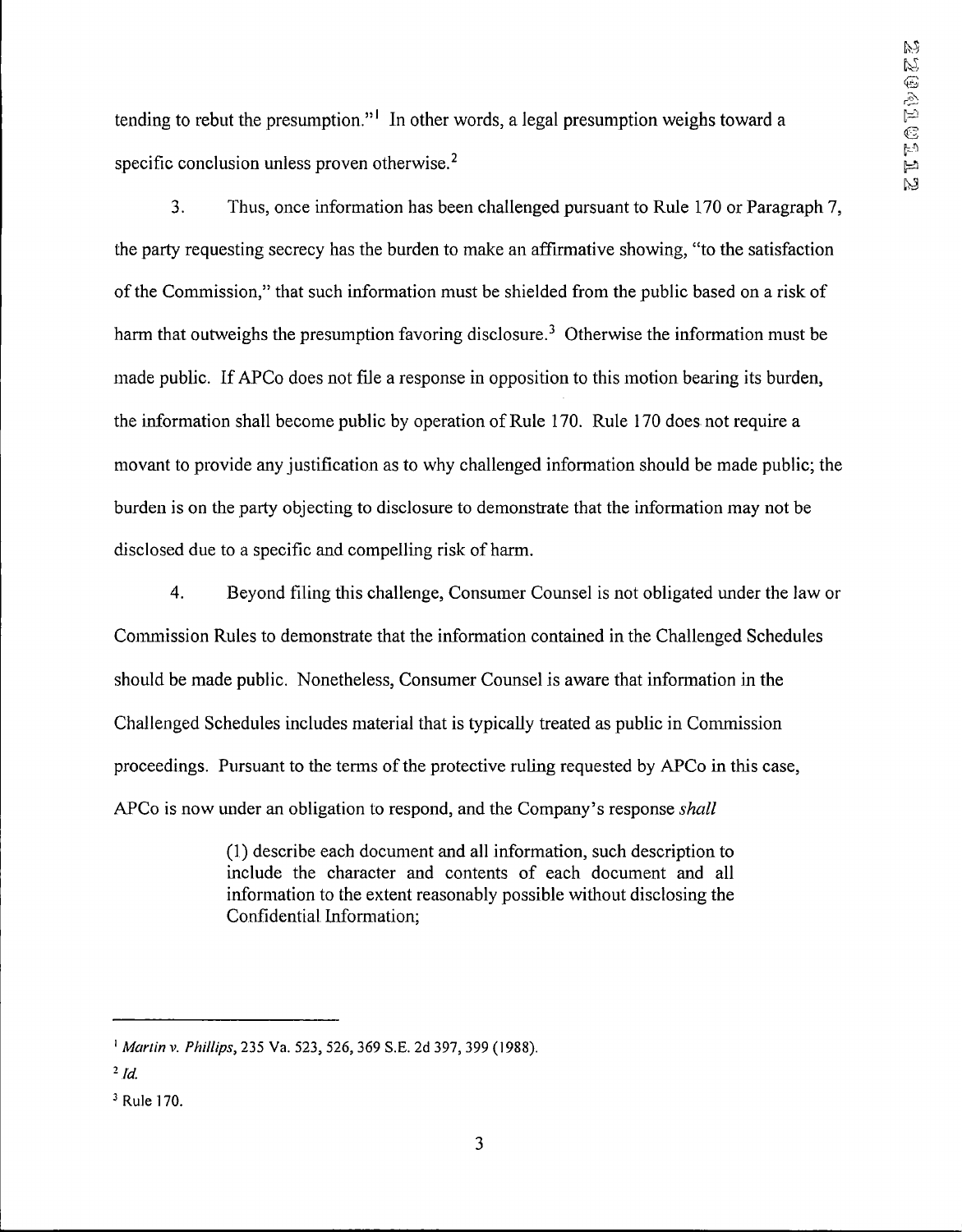tending to rebut the presumption."[1] In other words, a legal presumption weighs toward a specific conclusion unless proven otherwise.[2]

3. Thus, once information has been challenged pursuant to Rule 170 or Paragraph 7, the party requesting secrecy has the burden to make an affirmative showing, "to the satisfaction of the Commission," that such information must be shielded from the public based on a risk of harm that outweighs the presumption favoring disclosure.[3] Otherwise the information must be made public. If APCo does not file a response in opposition to this motion bearing its burden, the information shall become public by operation of Rule 170. Rule 170 does not require a movant to provide any justification as to why challenged information should be made public; the burden is on the party objecting to disclosure to demonstrate that the information may not be disclosed due to a specific and compelling risk of harm.

4. Beyond filing this challenge, Consumer Counsel is not obligated under the law or Commission Rules to demonstrate that the information contained in the Challenged Schedules should be made public. Nonetheless, Consumer Counsel is aware that information in the Challenged Schedules includes material that is typically treated as public in Commission proceedings. Pursuant to the terms of the protective ruling requested by APCo in this case, APCo is now under an obligation to respond, and the Company's response *shall*

> (1) describe each document and all information, such description to include the character and contents of each document and all information to the extent reasonably possible without disclosing the Confidential Information;

---

[1] *Martin v. Phillips*, 235 Va. 523, 526, 369 S.E. 2d 397, 399 (1988).

[2] *Id.*

[3] Rule 170.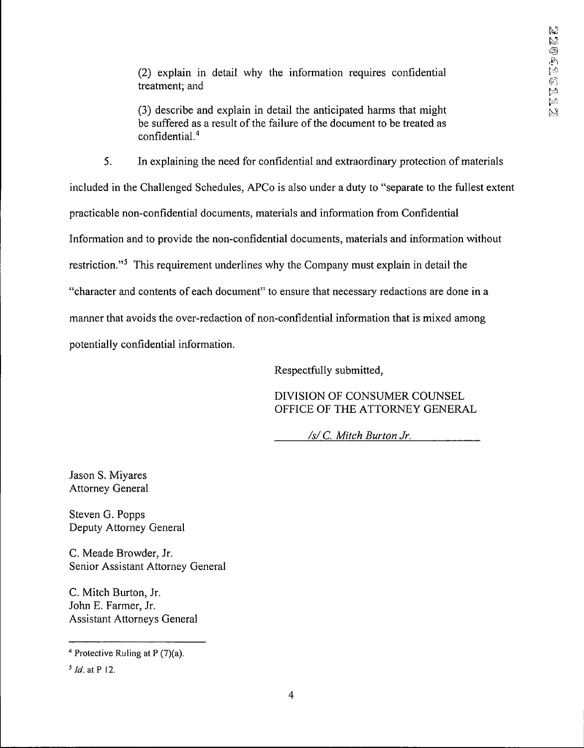> (2) explain in detail why the information requires confidential treatment; and
>
> (3) describe and explain in detail the anticipated harms that might be suffered as a result of the failure of the document to be treated as confidential.[4]

5. In explaining the need for confidential and extraordinary protection of materials included in the Challenged Schedules, APCo is also under a duty to "separate to the fullest extent practicable non-confidential documents, materials and information from Confidential Information and to provide the non-confidential documents, materials and information without restriction."[5] This requirement underlines why the Company must explain in detail the "character and contents of each document" to ensure that necessary redactions are done in a manner that avoids the over-redaction of non-confidential information that is mixed among potentially confidential information.

Respectfully submitted,

DIVISION OF CONSUMER COUNSEL
OFFICE OF THE ATTORNEY GENERAL

*/s/ C. Mitch Burton Jr.*

Jason S. Miyares
Attorney General

Steven G. Popps
Deputy Attorney General

C. Meade Browder, Jr.
Senior Assistant Attorney General

C. Mitch Burton, Jr.
John E. Farmer, Jr.
Assistant Attorneys General

---

[4] Protective Ruling at P (7)(a).

[5] *Id.* at P 12.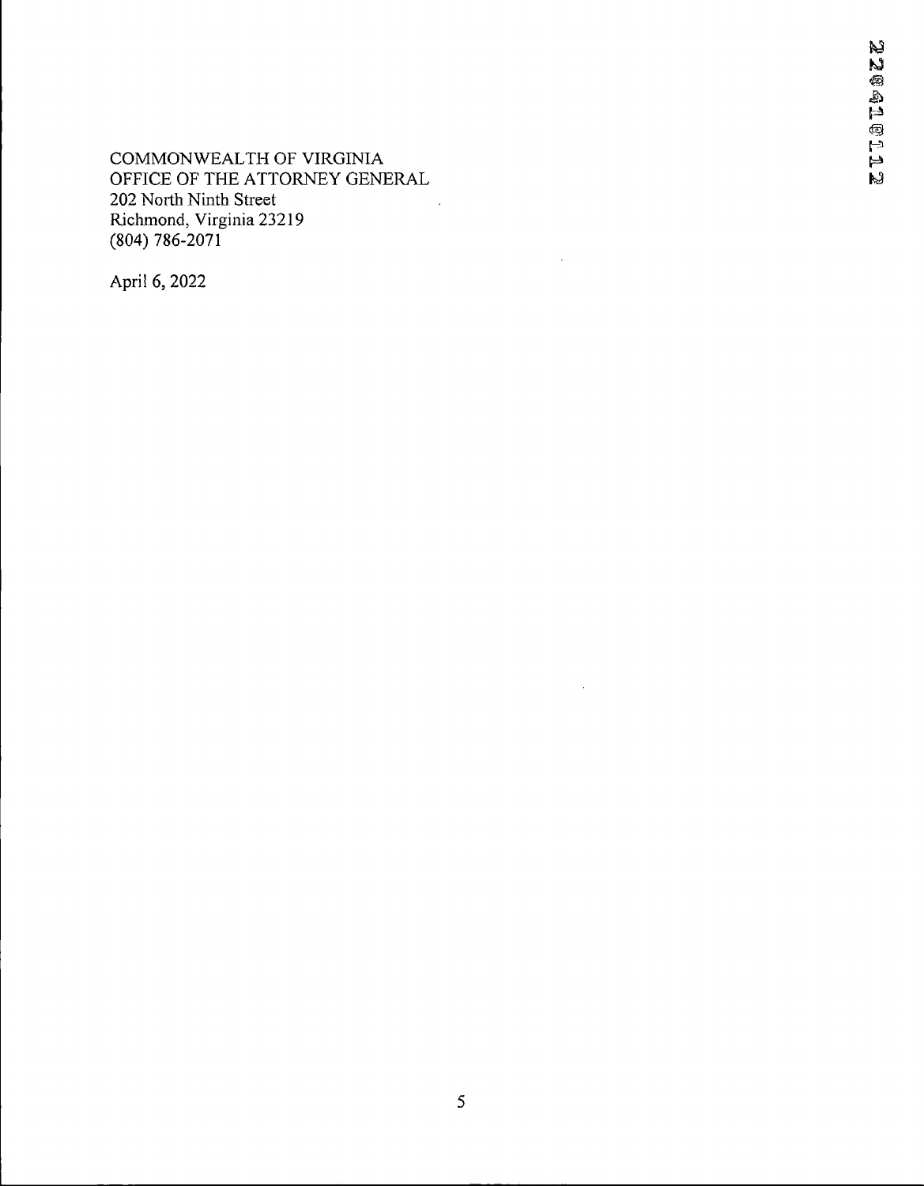COMMONWEALTH OF VIRGINIA
OFFICE OF THE ATTORNEY GENERAL
202 North Ninth Street
Richmond, Virginia 23219
(804) 786-2071

April 6, 2022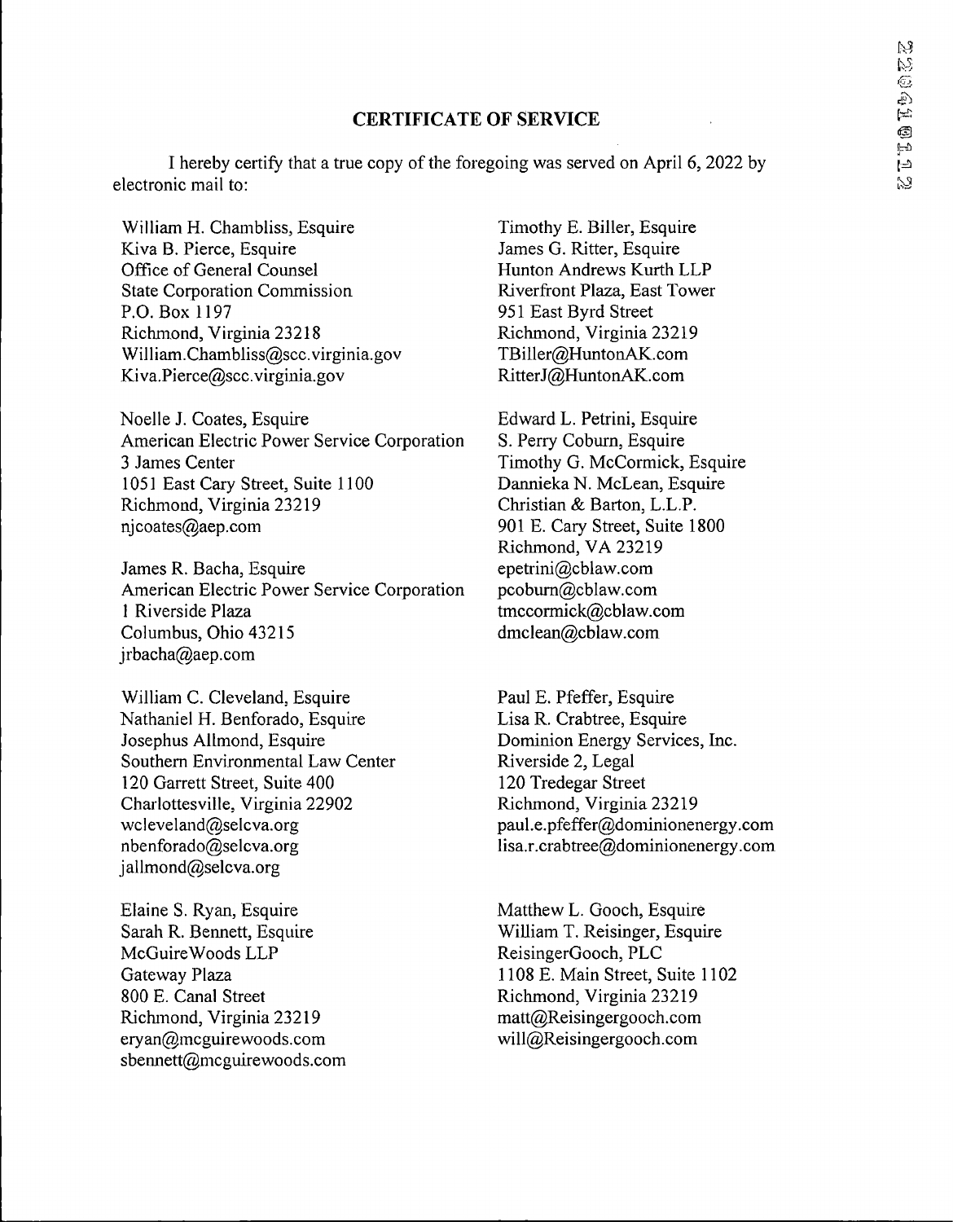## CERTIFICATE OF SERVICE

I hereby certify that a true copy of the foregoing was served on April 6, 2022 by electronic mail to:

William H. Chambliss, Esquire
Kiva B. Pierce, Esquire
Office of General Counsel
State Corporation Commission
P.O. Box 1197
Richmond, Virginia 23218
William.Chambliss@scc.virginia.gov
Kiva.Pierce@scc.virginia.gov

Noelle J. Coates, Esquire
American Electric Power Service Corporation
3 James Center
1051 East Cary Street, Suite 1100
Richmond, Virginia 23219
njcoates@aep.com

James R. Bacha, Esquire
American Electric Power Service Corporation
1 Riverside Plaza
Columbus, Ohio 43215
jrbacha@aep.com

William C. Cleveland, Esquire
Nathaniel H. Benforado, Esquire
Josephus Allmond, Esquire
Southern Environmental Law Center
120 Garrett Street, Suite 400
Charlottesville, Virginia 22902
wcleveland@selcva.org
nbenforado@selcva.org
jallmond@selcva.org

Elaine S. Ryan, Esquire
Sarah R. Bennett, Esquire
McGuireWoods LLP
Gateway Plaza
800 E. Canal Street
Richmond, Virginia 23219
eryan@mcguirewoods.com
sbennett@mcguirewoods.com

Timothy E. Biller, Esquire
James G. Ritter, Esquire
Hunton Andrews Kurth LLP
Riverfront Plaza, East Tower
951 East Byrd Street
Richmond, Virginia 23219
TBiller@HuntonAK.com
RitterJ@HuntonAK.com

Edward L. Petrini, Esquire
S. Perry Coburn, Esquire
Timothy G. McCormick, Esquire
Dannieka N. McLean, Esquire
Christian & Barton, L.L.P.
901 E. Cary Street, Suite 1800
Richmond, VA 23219
epetrini@cblaw.com
pcoburn@cblaw.com
tmccormick@cblaw.com
dmclean@cblaw.com

Paul E. Pfeffer, Esquire
Lisa R. Crabtree, Esquire
Dominion Energy Services, Inc.
Riverside 2, Legal
120 Tredegar Street
Richmond, Virginia 23219
paul.e.pfeffer@dominionenergy.com
lisa.r.crabtree@dominionenergy.com

Matthew L. Gooch, Esquire
William T. Reisinger, Esquire
ReisingerGooch, PLC
1108 E. Main Street, Suite 1102
Richmond, Virginia 23219
matt@Reisingergooch.com
will@Reisingergooch.com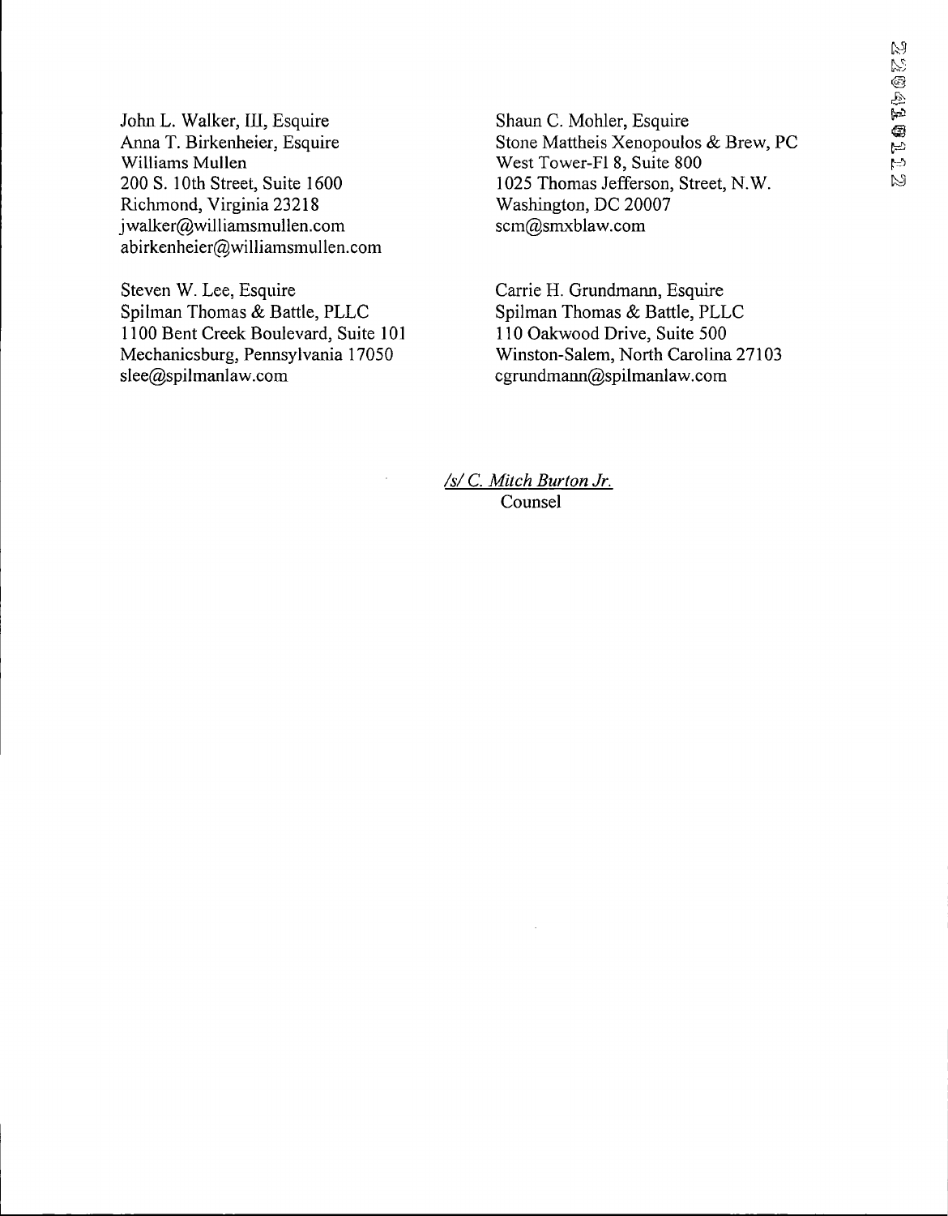John L. Walker, III, Esquire
Anna T. Birkenheier, Esquire
Williams Mullen
200 S. 10th Street, Suite 1600
Richmond, Virginia 23218
jwalker@williamsmullen.com
abirkenheier@williamsmullen.com

Shaun C. Mohler, Esquire
Stone Mattheis Xenopoulos & Brew, PC
West Tower-Fl 8, Suite 800
1025 Thomas Jefferson, Street, N.W.
Washington, DC 20007
scm@smxblaw.com

Steven W. Lee, Esquire
Spilman Thomas & Battle, PLLC
1100 Bent Creek Boulevard, Suite 101
Mechanicsburg, Pennsylvania 17050
slee@spilmanlaw.com

Carrie H. Grundmann, Esquire
Spilman Thomas & Battle, PLLC
110 Oakwood Drive, Suite 500
Winston-Salem, North Carolina 27103
cgrundmann@spilmanlaw.com

*/s/ C. Mitch Burton Jr.*
Counsel